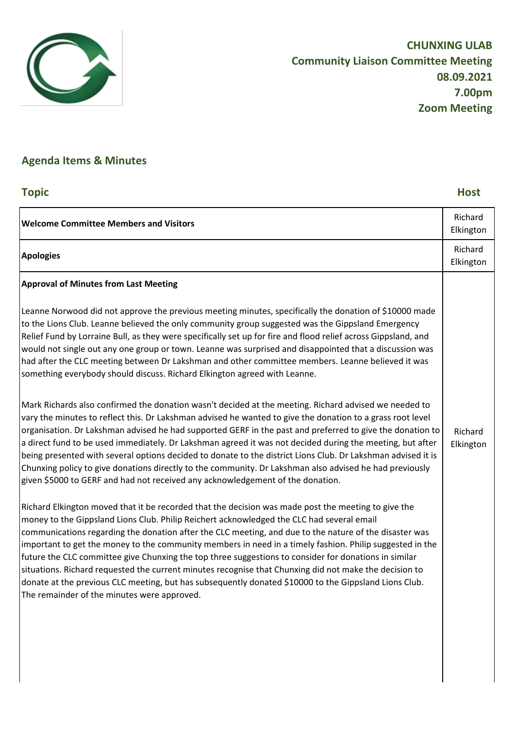**CHUNXING ULAB**
**Community Liaison Committee Meeting**
**08.09.2021**
**7.00pm**
**Zoom Meeting**

## Agenda Items & Minutes

| Topic | Host |
| --- | --- |
| **Welcome Committee Members and Visitors** | Richard Elkington |
| **Apologies** | Richard Elkington |
| **Approval of Minutes from Last Meeting**<br><br>Leanne Norwood did not approve the previous meeting minutes, specifically the donation of $10000 made to the Lions Club. Leanne believed the only community group suggested was the Gippsland Emergency Relief Fund by Lorraine Bull, as they were specifically set up for fire and flood relief across Gippsland, and would not single out any one group or town. Leanne was surprised and disappointed that a discussion was had after the CLC meeting between Dr Lakshman and other committee members. Leanne believed it was something everybody should discuss. Richard Elkington agreed with Leanne.<br><br>Mark Richards also confirmed the donation wasn't decided at the meeting. Richard advised we needed to vary the minutes to reflect this. Dr Lakshman advised he wanted to give the donation to a grass root level organisation. Dr Lakshman advised he had supported GERF in the past and preferred to give the donation to a direct fund to be used immediately. Dr Lakshman agreed it was not decided during the meeting, but after being presented with several options decided to donate to the district Lions Club. Dr Lakshman advised it is Chunxing policy to give donations directly to the community. Dr Lakshman also advised he had previously given $5000 to GERF and had not received any acknowledgement of the donation.<br><br>Richard Elkington moved that it be recorded that the decision was made post the meeting to give the money to the Gippsland Lions Club. Philip Reichert acknowledged the CLC had several email communications regarding the donation after the CLC meeting, and due to the nature of the disaster was important to get the money to the community members in need in a timely fashion. Philip suggested in the future the CLC committee give Chunxing the top three suggestions to consider for donations in similar situations. Richard requested the current minutes recognise that Chunxing did not make the decision to donate at the previous CLC meeting, but has subsequently donated $10000 to the Gippsland Lions Club. The remainder of the minutes were approved. | Richard Elkington |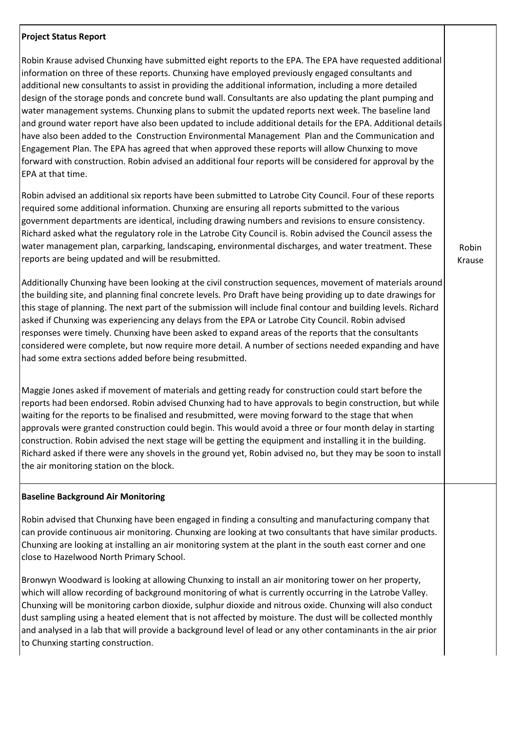| | |
|---|---|
| **Project Status Report**<br><br>Robin Krause advised Chunxing have submitted eight reports to the EPA. The EPA have requested additional information on three of these reports. Chunxing have employed previously engaged consultants and additional new consultants to assist in providing the additional information, including a more detailed design of the storage ponds and concrete bund wall. Consultants are also updating the plant pumping and water management systems. Chunxing plans to submit the updated reports next week. The baseline land and ground water report have also been updated to include additional details for the EPA. Additional details have also been added to the Construction Environmental Management Plan and the Communication and Engagement Plan. The EPA has agreed that when approved these reports will allow Chunxing to move forward with construction. Robin advised an additional four reports will be considered for approval by the EPA at that time.<br><br>Robin advised an additional six reports have been submitted to Latrobe City Council. Four of these reports required some additional information. Chunxing are ensuring all reports submitted to the various government departments are identical, including drawing numbers and revisions to ensure consistency. Richard asked what the regulatory role in the Latrobe City Council is. Robin advised the Council assess the water management plan, carparking, landscaping, environmental discharges, and water treatment. These reports are being updated and will be resubmitted.<br><br>Additionally Chunxing have been looking at the civil construction sequences, movement of materials around the building site, and planning final concrete levels. Pro Draft have being providing up to date drawings for this stage of planning. The next part of the submission will include final contour and building levels. Richard asked if Chunxing was experiencing any delays from the EPA or Latrobe City Council. Robin advised responses were timely. Chunxing have been asked to expand areas of the reports that the consultants considered were complete, but now require more detail. A number of sections needed expanding and have had some extra sections added before being resubmitted.<br><br>Maggie Jones asked if movement of materials and getting ready for construction could start before the reports had been endorsed. Robin advised Chunxing had to have approvals to begin construction, but while waiting for the reports to be finalised and resubmitted, were moving forward to the stage that when approvals were granted construction could begin. This would avoid a three or four month delay in starting construction. Robin advised the next stage will be getting the equipment and installing it in the building. Richard asked if there were any shovels in the ground yet, Robin advised no, but they may be soon to install the air monitoring station on the block. | Robin Krause |
| **Baseline Background Air Monitoring**<br><br>Robin advised that Chunxing have been engaged in finding a consulting and manufacturing company that can provide continuous air monitoring. Chunxing are looking at two consultants that have similar products. Chunxing are looking at installing an air monitoring system at the plant in the south east corner and one close to Hazelwood North Primary School.<br><br>Bronwyn Woodward is looking at allowing Chunxing to install an air monitoring tower on her property, which will allow recording of background monitoring of what is currently occurring in the Latrobe Valley. Chunxing will be monitoring carbon dioxide, sulphur dioxide and nitrous oxide. Chunxing will also conduct dust sampling using a heated element that is not affected by moisture. The dust will be collected monthly and analysed in a lab that will provide a background level of lead or any other contaminants in the air prior to Chunxing starting construction. | |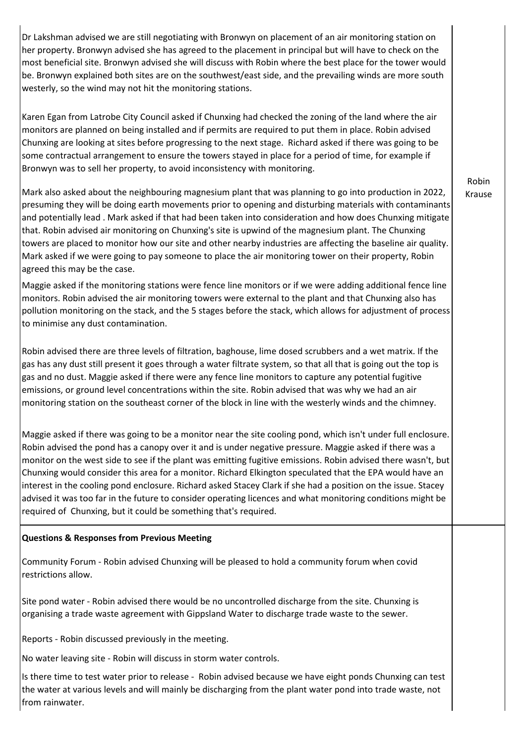| | |
|---|---|
| Dr Lakshman advised we are still negotiating with Bronwyn on placement of an air monitoring station on her property. Bronwyn advised she has agreed to the placement in principal but will have to check on the most beneficial site. Bronwyn advised she will discuss with Robin where the best place for the tower would be. Bronwyn explained both sites are on the southwest/east side, and the prevailing winds are more south westerly, so the wind may not hit the monitoring stations.<br><br>Karen Egan from Latrobe City Council asked if Chunxing had checked the zoning of the land where the air monitors are planned on being installed and if permits are required to put them in place. Robin advised Chunxing are looking at sites before progressing to the next stage. Richard asked if there was going to be some contractual arrangement to ensure the towers stayed in place for a period of time, for example if Bronwyn was to sell her property, to avoid inconsistency with monitoring.<br><br>Mark also asked about the neighbouring magnesium plant that was planning to go into production in 2022, presuming they will be doing earth movements prior to opening and disturbing materials with contaminants and potentially lead . Mark asked if that had been taken into consideration and how does Chunxing mitigate that. Robin advised air monitoring on Chunxing's site is upwind of the magnesium plant. The Chunxing towers are placed to monitor how our site and other nearby industries are affecting the baseline air quality. Mark asked if we were going to pay someone to place the air monitoring tower on their property, Robin agreed this may be the case.<br><br>Maggie asked if the monitoring stations were fence line monitors or if we were adding additional fence line monitors. Robin advised the air monitoring towers were external to the plant and that Chunxing also has pollution monitoring on the stack, and the 5 stages before the stack, which allows for adjustment of process to minimise any dust contamination.<br><br>Robin advised there are three levels of filtration, baghouse, lime dosed scrubbers and a wet matrix. If the gas has any dust still present it goes through a water filtrate system, so that all that is going out the top is gas and no dust. Maggie asked if there were any fence line monitors to capture any potential fugitive emissions, or ground level concentrations within the site. Robin advised that was why we had an air monitoring station on the southeast corner of the block in line with the westerly winds and the chimney.<br><br>Maggie asked if there was going to be a monitor near the site cooling pond, which isn't under full enclosure. Robin advised the pond has a canopy over it and is under negative pressure. Maggie asked if there was a monitor on the west side to see if the plant was emitting fugitive emissions. Robin advised there wasn't, but Chunxing would consider this area for a monitor. Richard Elkington speculated that the EPA would have an interest in the cooling pond enclosure. Richard asked Stacey Clark if she had a position on the issue. Stacey advised it was too far in the future to consider operating licences and what monitoring conditions might be required of Chunxing, but it could be something that's required. | Robin Krause |
| **Questions & Responses from Previous Meeting**<br><br>Community Forum - Robin advised Chunxing will be pleased to hold a community forum when covid restrictions allow.<br><br>Site pond water - Robin advised there would be no uncontrolled discharge from the site. Chunxing is organising a trade waste agreement with Gippsland Water to discharge trade waste to the sewer.<br><br>Reports - Robin discussed previously in the meeting.<br><br>No water leaving site - Robin will discuss in storm water controls.<br><br>Is there time to test water prior to release - Robin advised because we have eight ponds Chunxing can test the water at various levels and will mainly be discharging from the plant water pond into trade waste, not from rainwater. | |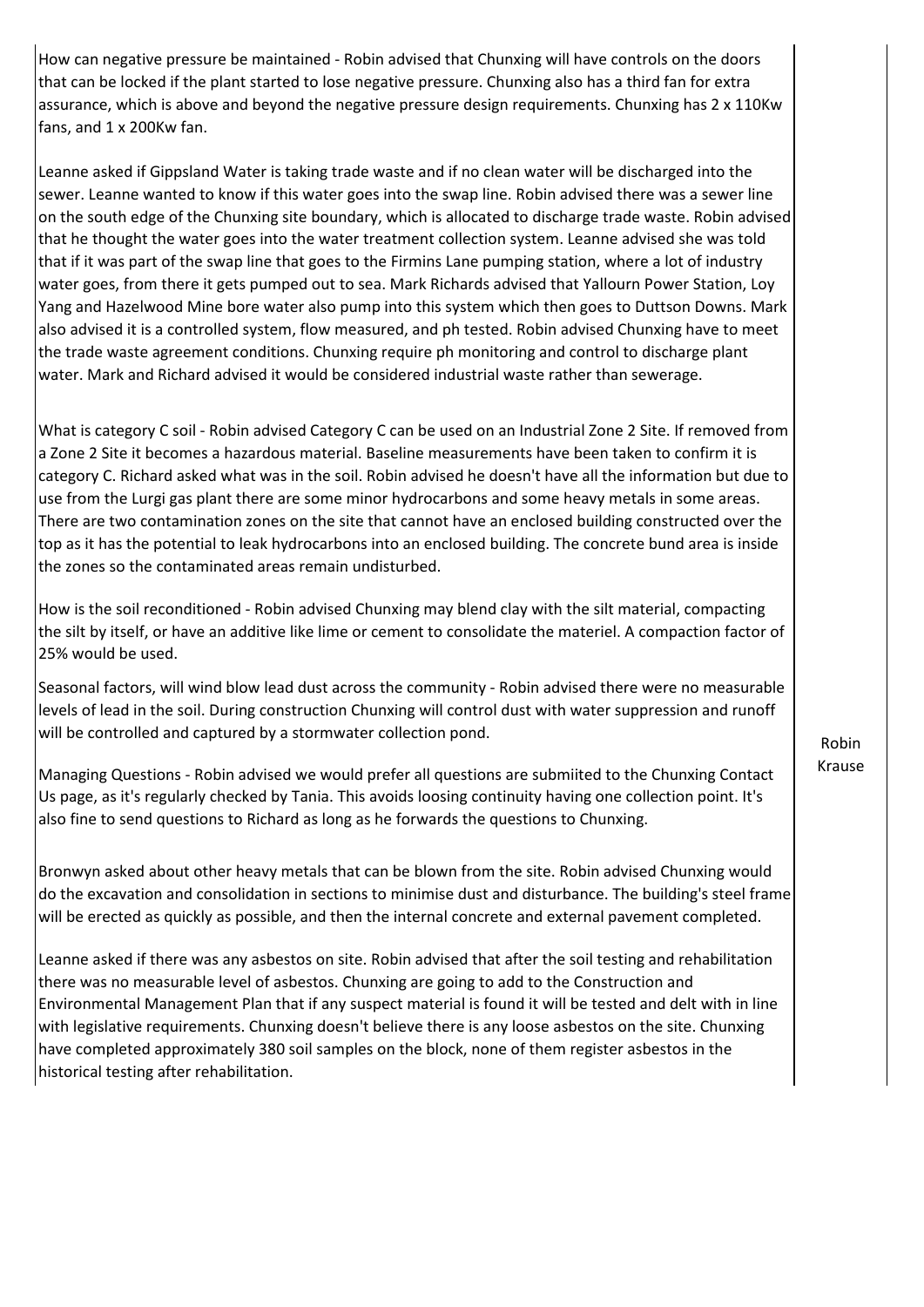| | |
|---|---|
| How can negative pressure be maintained - Robin advised that Chunxing will have controls on the doors that can be locked if the plant started to lose negative pressure. Chunxing also has a third fan for extra assurance, which is above and beyond the negative pressure design requirements. Chunxing has 2 x 110Kw fans, and 1 x 200Kw fan.<br><br>Leanne asked if Gippsland Water is taking trade waste and if no clean water will be discharged into the sewer. Leanne wanted to know if this water goes into the swap line. Robin advised there was a sewer line on the south edge of the Chunxing site boundary, which is allocated to discharge trade waste. Robin advised that he thought the water goes into the water treatment collection system. Leanne advised she was told that if it was part of the swap line that goes to the Firmins Lane pumping station, where a lot of industry water goes, from there it gets pumped out to sea. Mark Richards advised that Yallourn Power Station, Loy Yang and Hazelwood Mine bore water also pump into this system which then goes to Duttson Downs. Mark also advised it is a controlled system, flow measured, and ph tested. Robin advised Chunxing have to meet the trade waste agreement conditions. Chunxing require ph monitoring and control to discharge plant water. Mark and Richard advised it would be considered industrial waste rather than sewerage.<br><br>What is category C soil - Robin advised Category C can be used on an Industrial Zone 2 Site. If removed from a Zone 2 Site it becomes a hazardous material. Baseline measurements have been taken to confirm it is category C. Richard asked what was in the soil. Robin advised he doesn't have all the information but due to use from the Lurgi gas plant there are some minor hydrocarbons and some heavy metals in some areas. There are two contamination zones on the site that cannot have an enclosed building constructed over the top as it has the potential to leak hydrocarbons into an enclosed building. The concrete bund area is inside the zones so the contaminated areas remain undisturbed.<br><br>How is the soil reconditioned - Robin advised Chunxing may blend clay with the silt material, compacting the silt by itself, or have an additive like lime or cement to consolidate the materiel. A compaction factor of 25% would be used.<br><br>Seasonal factors, will wind blow lead dust across the community - Robin advised there were no measurable levels of lead in the soil. During construction Chunxing will control dust with water suppression and runoff will be controlled and captured by a stormwater collection pond.<br><br>Managing Questions - Robin advised we would prefer all questions are submiited to the Chunxing Contact Us page, as it's regularly checked by Tania. This avoids loosing continuity having one collection point. It's also fine to send questions to Richard as long as he forwards the questions to Chunxing.<br><br>Bronwyn asked about other heavy metals that can be blown from the site. Robin advised Chunxing would do the excavation and consolidation in sections to minimise dust and disturbance. The building's steel frame will be erected as quickly as possible, and then the internal concrete and external pavement completed.<br><br>Leanne asked if there was any asbestos on site. Robin advised that after the soil testing and rehabilitation there was no measurable level of asbestos. Chunxing are going to add to the Construction and Environmental Management Plan that if any suspect material is found it will be tested and delt with in line with legislative requirements. Chunxing doesn't believe there is any loose asbestos on the site. Chunxing have completed approximately 380 soil samples on the block, none of them register asbestos in the historical testing after rehabilitation. | Robin Krause |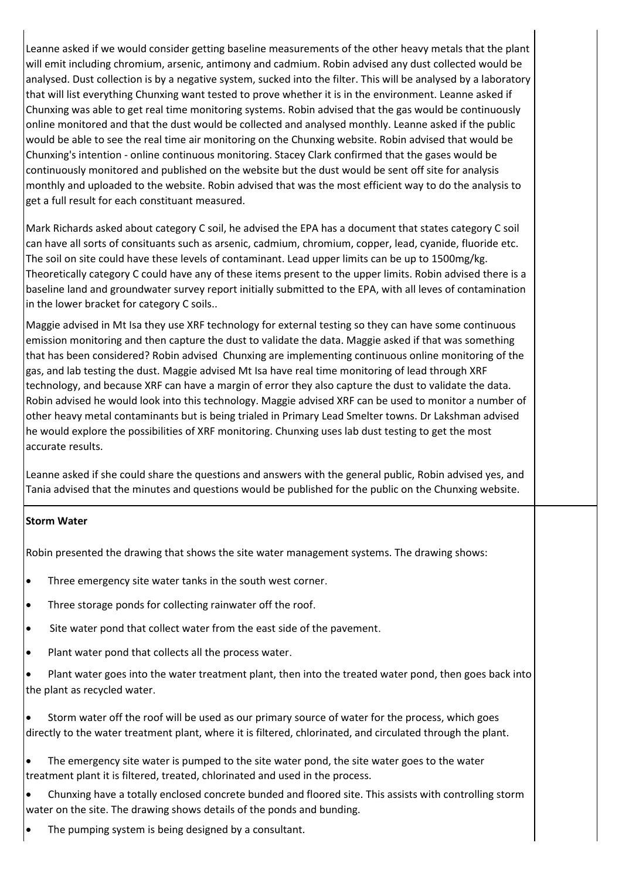Leanne asked if we would consider getting baseline measurements of the other heavy metals that the plant will emit including chromium, arsenic, antimony and cadmium. Robin advised any dust collected would be analysed. Dust collection is by a negative system, sucked into the filter. This will be analysed by a laboratory that will list everything Chunxing want tested to prove whether it is in the environment. Leanne asked if Chunxing was able to get real time monitoring systems. Robin advised that the gas would be continuously online monitored and that the dust would be collected and analysed monthly. Leanne asked if the public would be able to see the real time air monitoring on the Chunxing website. Robin advised that would be Chunxing's intention - online continuous monitoring. Stacey Clark confirmed that the gases would be continuously monitored and published on the website but the dust would be sent off site for analysis monthly and uploaded to the website. Robin advised that was the most efficient way to do the analysis to get a full result for each constituant measured.

Mark Richards asked about category C soil, he advised the EPA has a document that states category C soil can have all sorts of consituants such as arsenic, cadmium, chromium, copper, lead, cyanide, fluoride etc. The soil on site could have these levels of contaminant. Lead upper limits can be up to 1500mg/kg. Theoretically category C could have any of these items present to the upper limits. Robin advised there is a baseline land and groundwater survey report initially submitted to the EPA, with all leves of contamination in the lower bracket for category C soils..

Maggie advised in Mt Isa they use XRF technology for external testing so they can have some continuous emission monitoring and then capture the dust to validate the data. Maggie asked if that was something that has been considered? Robin advised Chunxing are implementing continuous online monitoring of the gas, and lab testing the dust. Maggie advised Mt Isa have real time monitoring of lead through XRF technology, and because XRF can have a margin of error they also capture the dust to validate the data. Robin advised he would look into this technology. Maggie advised XRF can be used to monitor a number of other heavy metal contaminants but is being trialed in Primary Lead Smelter towns. Dr Lakshman advised he would explore the possibilities of XRF monitoring. Chunxing uses lab dust testing to get the most accurate results.

Leanne asked if she could share the questions and answers with the general public, Robin advised yes, and Tania advised that the minutes and questions would be published for the public on the Chunxing website.

**Storm Water**

Robin presented the drawing that shows the site water management systems. The drawing shows:

- Three emergency site water tanks in the south west corner.
- Three storage ponds for collecting rainwater off the roof.
- Site water pond that collect water from the east side of the pavement.
- Plant water pond that collects all the process water.
- Plant water goes into the water treatment plant, then into the treated water pond, then goes back into the plant as recycled water.
- Storm water off the roof will be used as our primary source of water for the process, which goes directly to the water treatment plant, where it is filtered, chlorinated, and circulated through the plant.
- The emergency site water is pumped to the site water pond, the site water goes to the water treatment plant it is filtered, treated, chlorinated and used in the process.
- Chunxing have a totally enclosed concrete bunded and floored site. This assists with controlling storm water on the site. The drawing shows details of the ponds and bunding.
- The pumping system is being designed by a consultant.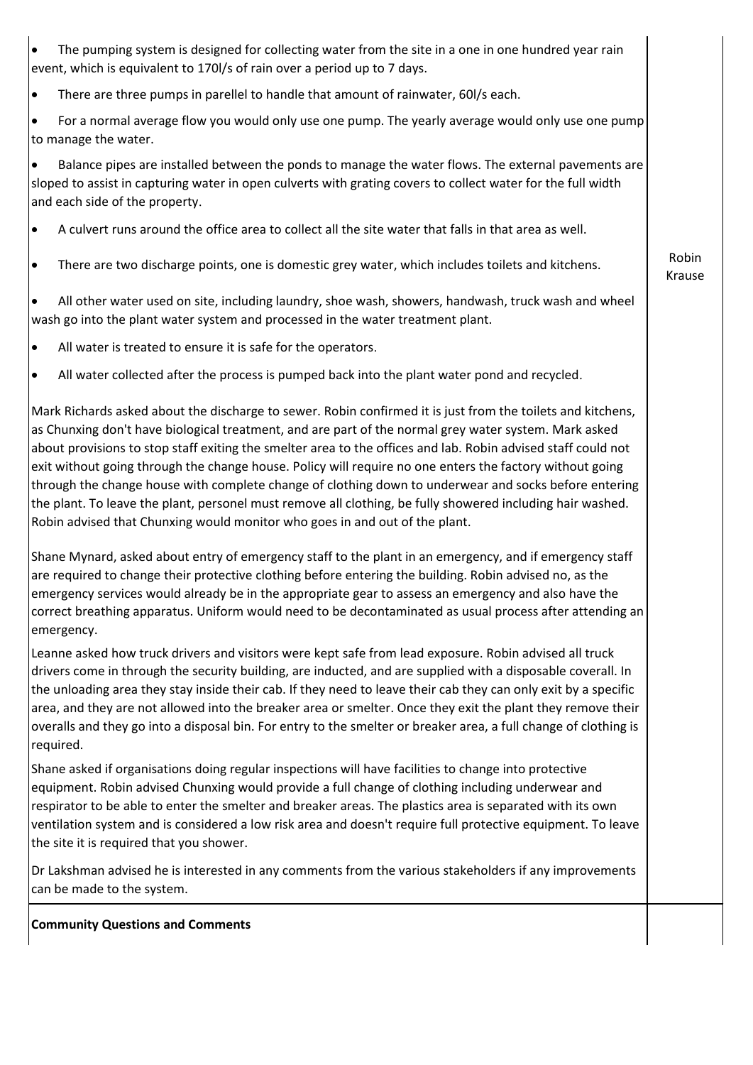| | |
|---|---|
| • The pumping system is designed for collecting water from the site in a one in one hundred year rain event, which is equivalent to 170l/s of rain over a period up to 7 days.<br>• There are three pumps in parellel to handle that amount of rainwater, 60l/s each.<br>• For a normal average flow you would only use one pump. The yearly average would only use one pump to manage the water.<br>• Balance pipes are installed between the ponds to manage the water flows. The external pavements are sloped to assist in capturing water in open culverts with grating covers to collect water for the full width and each side of the property.<br>• A culvert runs around the office area to collect all the site water that falls in that area as well.<br>• There are two discharge points, one is domestic grey water, which includes toilets and kitchens.<br>• All other water used on site, including laundry, shoe wash, showers, handwash, truck wash and wheel wash go into the plant water system and processed in the water treatment plant.<br>• All water is treated to ensure it is safe for the operators.<br>• All water collected after the process is pumped back into the plant water pond and recycled.<br><br>Mark Richards asked about the discharge to sewer. Robin confirmed it is just from the toilets and kitchens, as Chunxing don't have biological treatment, and are part of the normal grey water system. Mark asked about provisions to stop staff exiting the smelter area to the offices and lab. Robin advised staff could not exit without going through the change house. Policy will require no one enters the factory without going through the change house with complete change of clothing down to underwear and socks before entering the plant. To leave the plant, personel must remove all clothing, be fully showered including hair washed. Robin advised that Chunxing would monitor who goes in and out of the plant.<br><br>Shane Mynard, asked about entry of emergency staff to the plant in an emergency, and if emergency staff are required to change their protective clothing before entering the building. Robin advised no, as the emergency services would already be in the appropriate gear to assess an emergency and also have the correct breathing apparatus. Uniform would need to be decontaminated as usual process after attending an emergency.<br><br>Leanne asked how truck drivers and visitors were kept safe from lead exposure. Robin advised all truck drivers come in through the security building, are inducted, and are supplied with a disposable coverall. In the unloading area they stay inside their cab. If they need to leave their cab they can only exit by a specific area, and they are not allowed into the breaker area or smelter. Once they exit the plant they remove their overalls and they go into a disposal bin. For entry to the smelter or breaker area, a full change of clothing is required.<br><br>Shane asked if organisations doing regular inspections will have facilities to change into protective equipment. Robin advised Chunxing would provide a full change of clothing including underwear and respirator to be able to enter the smelter and breaker areas. The plastics area is separated with its own ventilation system and is considered a low risk area and doesn't require full protective equipment. To leave the site it is required that you shower.<br><br>Dr Lakshman advised he is interested in any comments from the various stakeholders if any improvements can be made to the system. | Robin Krause |
| **Community Questions and Comments** | |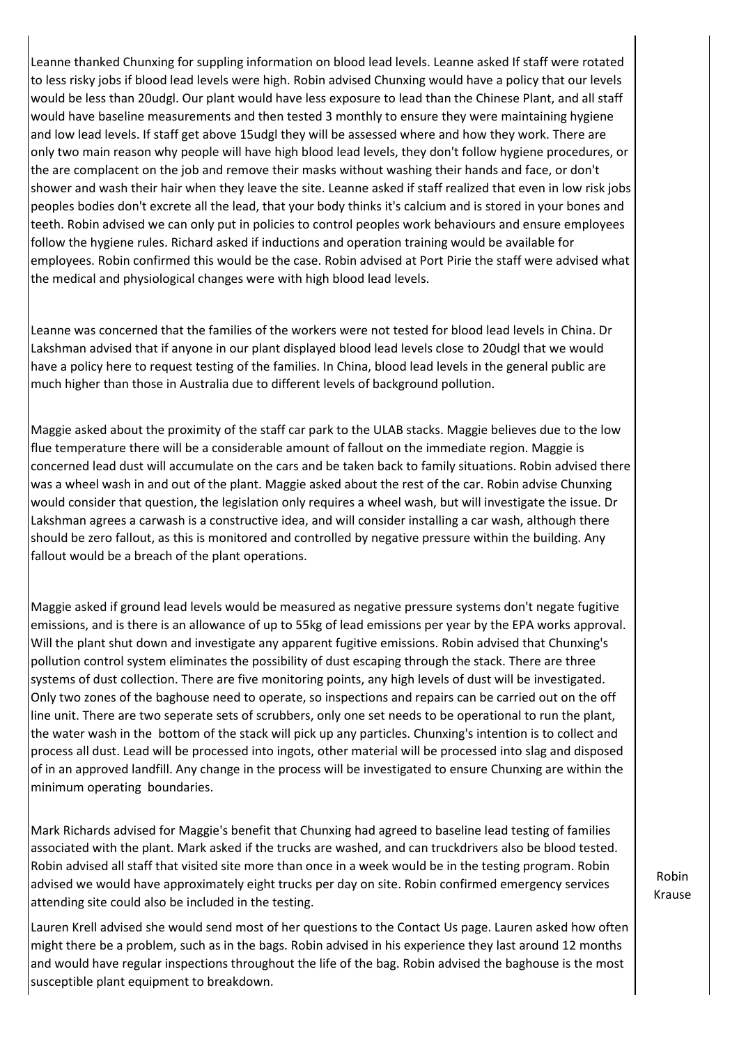Leanne thanked Chunxing for suppling information on blood lead levels. Leanne asked If staff were rotated to less risky jobs if blood lead levels were high. Robin advised Chunxing would have a policy that our levels would be less than 20udgl. Our plant would have less exposure to lead than the Chinese Plant, and all staff would have baseline measurements and then tested 3 monthly to ensure they were maintaining hygiene and low lead levels. If staff get above 15udgl they will be assessed where and how they work. There are only two main reason why people will have high blood lead levels, they don't follow hygiene procedures, or the are complacent on the job and remove their masks without washing their hands and face, or don't shower and wash their hair when they leave the site. Leanne asked if staff realized that even in low risk jobs peoples bodies don't excrete all the lead, that your body thinks it's calcium and is stored in your bones and teeth. Robin advised we can only put in policies to control peoples work behaviours and ensure employees follow the hygiene rules. Richard asked if inductions and operation training would be available for employees. Robin confirmed this would be the case. Robin advised at Port Pirie the staff were advised what the medical and physiological changes were with high blood lead levels.

Leanne was concerned that the families of the workers were not tested for blood lead levels in China. Dr Lakshman advised that if anyone in our plant displayed blood lead levels close to 20udgl that we would have a policy here to request testing of the families. In China, blood lead levels in the general public are much higher than those in Australia due to different levels of background pollution.

Maggie asked about the proximity of the staff car park to the ULAB stacks. Maggie believes due to the low flue temperature there will be a considerable amount of fallout on the immediate region. Maggie is concerned lead dust will accumulate on the cars and be taken back to family situations. Robin advised there was a wheel wash in and out of the plant. Maggie asked about the rest of the car. Robin advise Chunxing would consider that question, the legislation only requires a wheel wash, but will investigate the issue. Dr Lakshman agrees a carwash is a constructive idea, and will consider installing a car wash, although there should be zero fallout, as this is monitored and controlled by negative pressure within the building. Any fallout would be a breach of the plant operations.

Maggie asked if ground lead levels would be measured as negative pressure systems don't negate fugitive emissions, and is there is an allowance of up to 55kg of lead emissions per year by the EPA works approval. Will the plant shut down and investigate any apparent fugitive emissions. Robin advised that Chunxing's pollution control system eliminates the possibility of dust escaping through the stack. There are three systems of dust collection. There are five monitoring points, any high levels of dust will be investigated. Only two zones of the baghouse need to operate, so inspections and repairs can be carried out on the off line unit. There are two seperate sets of scrubbers, only one set needs to be operational to run the plant, the water wash in the bottom of the stack will pick up any particles. Chunxing's intention is to collect and process all dust. Lead will be processed into ingots, other material will be processed into slag and disposed of in an approved landfill. Any change in the process will be investigated to ensure Chunxing are within the minimum operating boundaries.

Mark Richards advised for Maggie's benefit that Chunxing had agreed to baseline lead testing of families associated with the plant. Mark asked if the trucks are washed, and can truckdrivers also be blood tested. Robin advised all staff that visited site more than once in a week would be in the testing program. Robin advised we would have approximately eight trucks per day on site. Robin confirmed emergency services attending site could also be included in the testing. — Robin Krause

Lauren Krell advised she would send most of her questions to the Contact Us page. Lauren asked how often might there be a problem, such as in the bags. Robin advised in his experience they last around 12 months and would have regular inspections throughout the life of the bag. Robin advised the baghouse is the most susceptible plant equipment to breakdown.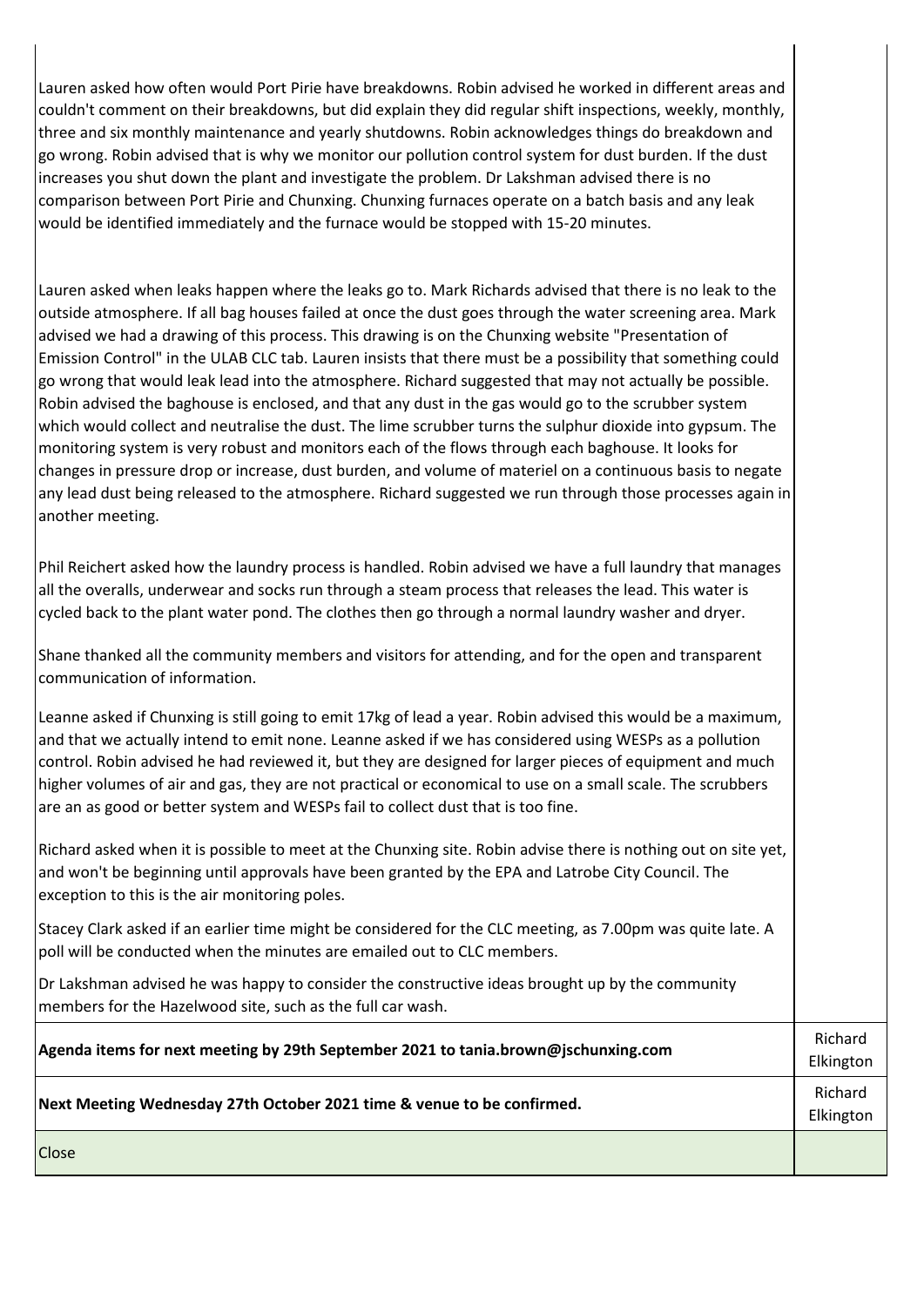Lauren asked how often would Port Pirie have breakdowns. Robin advised he worked in different areas and couldn't comment on their breakdowns, but did explain they did regular shift inspections, weekly, monthly, three and six monthly maintenance and yearly shutdowns. Robin acknowledges things do breakdown and go wrong. Robin advised that is why we monitor our pollution control system for dust burden. If the dust increases you shut down the plant and investigate the problem. Dr Lakshman advised there is no comparison between Port Pirie and Chunxing. Chunxing furnaces operate on a batch basis and any leak would be identified immediately and the furnace would be stopped with 15-20 minutes.

Lauren asked when leaks happen where the leaks go to. Mark Richards advised that there is no leak to the outside atmosphere. If all bag houses failed at once the dust goes through the water screening area. Mark advised we had a drawing of this process. This drawing is on the Chunxing website "Presentation of Emission Control" in the ULAB CLC tab. Lauren insists that there must be a possibility that something could go wrong that would leak lead into the atmosphere. Richard suggested that may not actually be possible. Robin advised the baghouse is enclosed, and that any dust in the gas would go to the scrubber system which would collect and neutralise the dust. The lime scrubber turns the sulphur dioxide into gypsum. The monitoring system is very robust and monitors each of the flows through each baghouse. It looks for changes in pressure drop or increase, dust burden, and volume of materiel on a continuous basis to negate any lead dust being released to the atmosphere. Richard suggested we run through those processes again in another meeting.

Phil Reichert asked how the laundry process is handled. Robin advised we have a full laundry that manages all the overalls, underwear and socks run through a steam process that releases the lead. This water is cycled back to the plant water pond. The clothes then go through a normal laundry washer and dryer.

Shane thanked all the community members and visitors for attending, and for the open and transparent communication of information.

Leanne asked if Chunxing is still going to emit 17kg of lead a year. Robin advised this would be a maximum, and that we actually intend to emit none. Leanne asked if we has considered using WESPs as a pollution control. Robin advised he had reviewed it, but they are designed for larger pieces of equipment and much higher volumes of air and gas, they are not practical or economical to use on a small scale. The scrubbers are an as good or better system and WESPs fail to collect dust that is too fine.

Richard asked when it is possible to meet at the Chunxing site. Robin advise there is nothing out on site yet, and won't be beginning until approvals have been granted by the EPA and Latrobe City Council. The exception to this is the air monitoring poles.

Stacey Clark asked if an earlier time might be considered for the CLC meeting, as 7.00pm was quite late. A poll will be conducted when the minutes are emailed out to CLC members.

Dr Lakshman advised he was happy to consider the constructive ideas brought up by the community members for the Hazelwood site, such as the full car wash.

| | |
|---|---|
| **Agenda items for next meeting by 29th September 2021 to tania.brown@jschunxing.com** | Richard Elkington |
| **Next Meeting Wednesday 27th October 2021 time & venue to be confirmed.** | Richard Elkington |
| Close | |